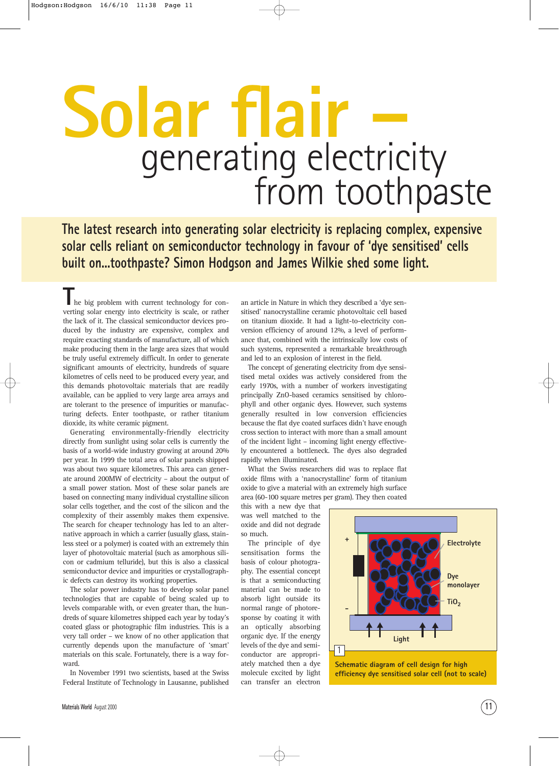# Solar flair – generating electricity from toothpaste

**The latest research into generating solar electricity is replacing complex, expensive solar cells reliant on semiconductor technology in favour of 'dye sensitised' cells built on...toothpaste? Simon Hodgson and James Wilkie shed some light.**

The big problem with current technology for converting solar energy into electricity is scale, or rather the lack of it. The classical semiconductor devices produced by the industry are expensive, complex and require exacting standards of manufacture, all of which make producing them in the large area sizes that would be truly useful extremely difficult. In order to generate significant amounts of electricity, hundreds of square kilometres of cells need to be produced every year, and this demands photovoltaic materials that are readily available, can be applied to very large area arrays and are tolerant to the presence of impurities or manufacturing defects. Enter toothpaste, or rather titanium dioxide, its white ceramic pigment.

Generating environmentally-friendly electricity directly from sunlight using solar cells is currently the basis of a world-wide industry growing at around 20% per year. In 1999 the total area of solar panels shipped was about two square kilometres. This area can generate around 200MW of electricity – about the output of a small power station. Most of these solar panels are based on connecting many individual crystalline silicon solar cells together, and the cost of the silicon and the complexity of their assembly makes them expensive. The search for cheaper technology has led to an alternative approach in which a carrier (usually glass, stainless steel or a polymer) is coated with an extremely thin layer of photovoltaic material (such as amorphous silicon or cadmium telluride), but this is also a classical semiconductor device and impurities or crystallographic defects can destroy its working properties.

The solar power industry has to develop solar panel technologies that are capable of being scaled up to levels comparable with, or even greater than, the hundreds of square kilometres shipped each year by today's coated glass or photographic film industries. This is a very tall order – we know of no other application that currently depends upon the manufacture of 'smart' materials on this scale. Fortunately, there is a way forward.

In November 1991 two scientists, based at the Swiss Federal Institute of Technology in Lausanne, published an article in Nature in which they described a 'dye sensitised' nanocrystalline ceramic photovoltaic cell based on titanium dioxide. It had a light-to-electricity conversion efficiency of around 12%, a level of performance that, combined with the intrinsically low costs of such systems, represented a remarkable breakthrough and led to an explosion of interest in the field.

The concept of generating electricity from dye sensitised metal oxides was actively considered from the early 1970s, with a number of workers investigating principally ZnO-based ceramics sensitised by chlorophyll and other organic dyes. However, such systems generally resulted in low conversion efficiencies because the flat dye coated surfaces didn't have enough cross section to interact with more than a small amount of the incident light – incoming light energy effectively encountered a bottleneck. The dyes also degraded rapidly when illuminated.

What the Swiss researchers did was to replace flat oxide films with a 'nanocrystalline' form of titanium oxide to give a material with an extremely high surface area (60-100 square metres per gram). They then coated this with a new dye that was well matched to the oxide and did not degrade so much.

The principle of dye sensitisation forms the basis of colour photography. The essential concept is that a semiconducting material can be made to absorb light outside its normal range of photoresponse by coating it with an optically absorbing organic dye. If the energy levels of the dye and semiconductor are appropriately matched then a dye molecule excited by light can transfer an electron

Figure 1: Schematic diagram of cell design for high efficiency dye sensitised solar cell (not to scale) — labels: +, –, Electrolyte, Dye monolayer, $TiO_2$, Light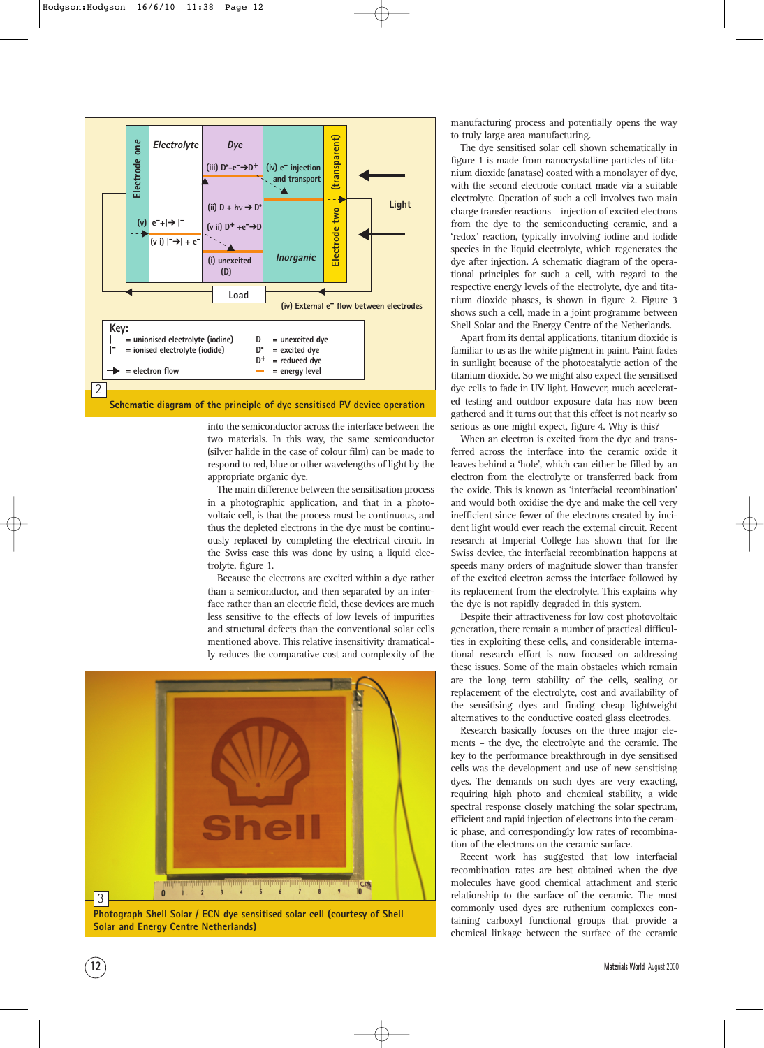into the semiconductor across the interface between the two materials. In this way, the same semiconductor (silver halide in the case of colour film) can be made to respond to red, blue or other wavelengths of light by the appropriate organic dye.

The main difference between the sensitisation process in a photographic application, and that in a photovoltaic cell, is that the process must be continuous, and thus the depleted electrons in the dye must be continuously replaced by completing the electrical circuit. In the Swiss case this was done by using a liquid electrolyte, figure 1.

Because the electrons are excited within a dye rather than a semiconductor, and then separated by an interface rather than an electric field, these devices are much less sensitive to the effects of low levels of impurities and structural defects than the conventional solar cells mentioned above. This relative insensitivity dramatically reduces the comparative cost and complexity of the manufacturing process and potentially opens the way to truly large area manufacturing.

The dye sensitised solar cell shown schematically in figure 1 is made from nanocrystalline particles of titanium dioxide (anatase) coated with a monolayer of dye, with the second electrode contact made via a suitable electrolyte. Operation of such a cell involves two main charge transfer reactions – injection of excited electrons from the dye to the semiconducting ceramic, and a 'redox' reaction, typically involving iodine and iodide species in the liquid electrolyte, which regenerates the dye after injection. A schematic diagram of the operational principles for such a cell, with regard to the respective energy levels of the electrolyte, dye and titanium dioxide phases, is shown in figure 2. Figure 3 shows such a cell, made in a joint programme between Shell Solar and the Energy Centre of the Netherlands.

Apart from its dental applications, titanium dioxide is familiar to us as the white pigment in paint. Paint fades in sunlight because of the photocatalytic action of the titanium dioxide. So we might also expect the sensitised dye cells to fade in UV light. However, much accelerated testing and outdoor exposure data has now been gathered and it turns out that this effect is not nearly so serious as one might expect, figure 4. Why is this?

When an electron is excited from the dye and transferred across the interface into the ceramic oxide it leaves behind a 'hole', which can either be filled by an electron from the electrolyte or transferred back from the oxide. This is known as 'interfacial recombination' and would both oxidise the dye and make the cell very inefficient since fewer of the electrons created by incident light would ever reach the external circuit. Recent research at Imperial College has shown that for the Swiss device, the interfacial recombination happens at speeds many orders of magnitude slower than transfer of the excited electron across the interface followed by its replacement from the electrolyte. This explains why the dye is not rapidly degraded in this system.

Despite their attractiveness for low cost photovoltaic generation, there remain a number of practical difficulties in exploiting these cells, and considerable international research effort is now focused on addressing these issues. Some of the main obstacles which remain are the long term stability of the cells, sealing or replacement of the electrolyte, cost and availability of the sensitising dyes and finding cheap lightweight alternatives to the conductive coated glass electrodes.

Research basically focuses on the three major elements – the dye, the electrolyte and the ceramic. The key to the performance breakthrough in dye sensitised cells was the development and use of new sensitising dyes. The demands on such dyes are very exacting, requiring high photo and chemical stability, a wide spectral response closely matching the solar spectrum, efficient and rapid injection of electrons into the ceramic phase, and correspondingly low rates of recombination of the electrons on the ceramic surface.

Recent work has suggested that low interfacial recombination rates are best obtained when the dye molecules have good chemical attachment and steric relationship to the surface of the ceramic. The most commonly used dyes are ruthenium complexes containing carboxyl functional groups that provide a chemical linkage between the surface of the ceramic

**2** Schematic diagram of the principle of dye sensitised PV device operation

**3** Photograph Shell Solar / ECN dye sensitised solar cell (courtesy of Shell Solar and Energy Centre Netherlands)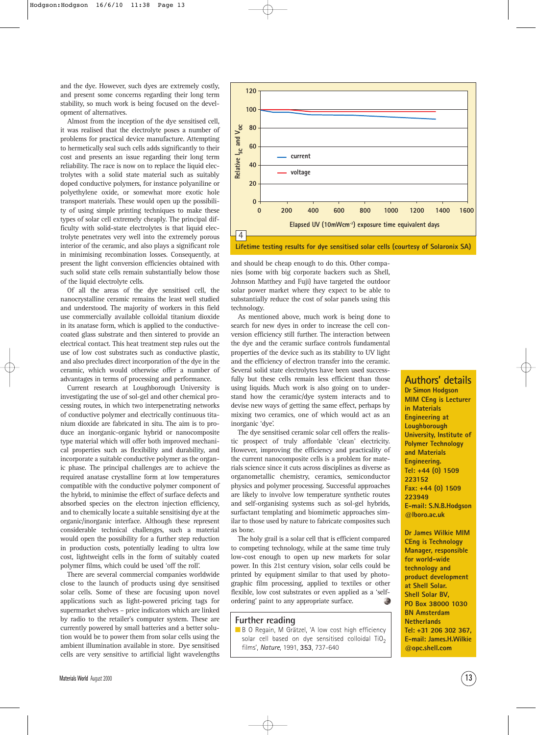and the dye. However, such dyes are extremely costly, and present some concerns regarding their long term stability, so much work is being focused on the development of alternatives.

Almost from the inception of the dye sensitised cell, it was realised that the electrolyte poses a number of problems for practical device manufacture. Attempting to hermetically seal such cells adds significantly to their cost and presents an issue regarding their long term reliability. The race is now on to replace the liquid electrolytes with a solid state material such as suitably doped conductive polymers, for instance polyaniline or polyethylene oxide, or somewhat more exotic hole transport materials. These would open up the possibility of using simple printing techniques to make these types of solar cell extremely cheaply. The principal difficulty with solid-state electrolytes is that liquid electrolyte penetrates very well into the extremely porous interior of the ceramic, and also plays a significant role in minimising recombination losses. Consequently, at present the light conversion efficiencies obtained with such solid state cells remain substantially below those of the liquid electrolyte cells.

Of all the areas of the dye sensitised cell, the nanocrystalline ceramic remains the least well studied and understood. The majority of workers in this field use commercially available colloidal titanium dioxide in its anatase form, which is applied to the conductive-coated glass substrate and then sintered to provide an electrical contact. This heat treatment step rules out the use of low cost substrates such as conductive plastic, and also precludes direct incorporation of the dye in the ceramic, which would otherwise offer a number of advantages in terms of processing and performance.

Current research at Loughborough University is investigating the use of sol-gel and other chemical processing routes, in which two interpenetrating networks of conductive polymer and electrically continuous titanium dioxide are fabricated in situ. The aim is to produce an inorganic-organic hybrid or nanocomposite type material which will offer both improved mechanical properties such as flexibility and durability, and incorporate a suitable conductive polymer as the organic phase. The principal challenges are to achieve the required anatase crystalline form at low temperatures compatible with the conductive polymer component of the hybrid, to minimise the effect of surface defects and absorbed species on the electron injection efficiency, and to chemically locate a suitable sensitising dye at the organic/inorganic interface. Although these represent considerable technical challenges, such a material would open the possibility for a further step reduction in production costs, potentially leading to ultra low cost, lightweight cells in the form of suitably coated polymer films, which could be used 'off the roll'.

There are several commercial companies worldwide close to the launch of products using dye sensitised solar cells. Some of these are focusing upon novel applications such as light-powered pricing tags for supermarket shelves – price indicators which are linked by radio to the retailer's computer system. These are currently powered by small batteries and a better solution would be to power them from solar cells using the ambient illumination available in store. Dye sensitised cells are very sensitive to artificial light wavelengths and should be cheap enough to do this. Other companies (some with big corporate backers such as Shell, Johnson Matthey and Fuji) have targeted the outdoor solar power market where they expect to be able to substantially reduce the cost of solar panels using this technology.

Relative $I_{SC}$ and $V_{OC}$

120
100
80
60
40
20
0

current
voltage

0 200 400 600 800 1000 1200 1400 1600

Elapsed UV (10mWcm$^{-2}$) exposure time equivalent days

4 Lifetime testing results for dye sensitised solar cells (courtesy of Solaronix SA)

As mentioned above, much work is being done to search for new dyes in order to increase the cell conversion efficiency still further. The interaction between the dye and the ceramic surface controls fundamental properties of the device such as its stability to UV light and the efficiency of electron transfer into the ceramic. Several solid state electrolytes have been used successfully but these cells remain less efficient than those using liquids. Much work is also going on to understand how the ceramic/dye system interacts and to devise new ways of getting the same effect, perhaps by mixing two ceramics, one of which would act as an inorganic 'dye'.

The dye sensitised ceramic solar cell offers the realistic prospect of truly affordable 'clean' electricity. However, improving the efficiency and practicality of the current nanocomposite cells is a problem for materials science since it cuts across disciplines as diverse as organometallic chemistry, ceramics, semiconductor physics and polymer processing. Successful approaches are likely to involve low temperature synthetic routes and self-organising systems such as sol-gel hybrids, surfactant templating and biomimetic approaches similar to those used by nature to fabricate composites such as bone.

The holy grail is a solar cell that is efficient compared to competing technology, while at the same time truly low-cost enough to open up new markets for solar power. In this 21st century vision, solar cells could be printed by equipment similar to that used by photographic film processing, applied to textiles or other flexible, low cost substrates or even applied as a 'self-ordering' paint to any appropriate surface.

## Further reading

- B O Regain, M Grätzel, 'A low cost high efficiency solar cell based on dye sensitised colloidal $TiO_2$ films', *Nature*, 1991, **353**, 737-640

## Authors' details

**Dr Simon Hodgson MIM CEng is Lecturer in Materials Engineering at Loughborough University, Institute of Polymer Technology and Materials Engineering.**
**Tel: +44 (0) 1509 223152**
**Fax: +44 (0) 1509 223949**
**E-mail: S.N.B.Hodgson@lboro.ac.uk**

**Dr James Wilkie MIM CEng is Technology Manager, responsible for world-wide technology and product development at Shell Solar.**
**Shell Solar BV, PO Box 38000 1030 BN Amsterdam Netherlands**
**Tel: +31 206 302 367, E-mail: James.H.Wilkie@opc.shell.com**